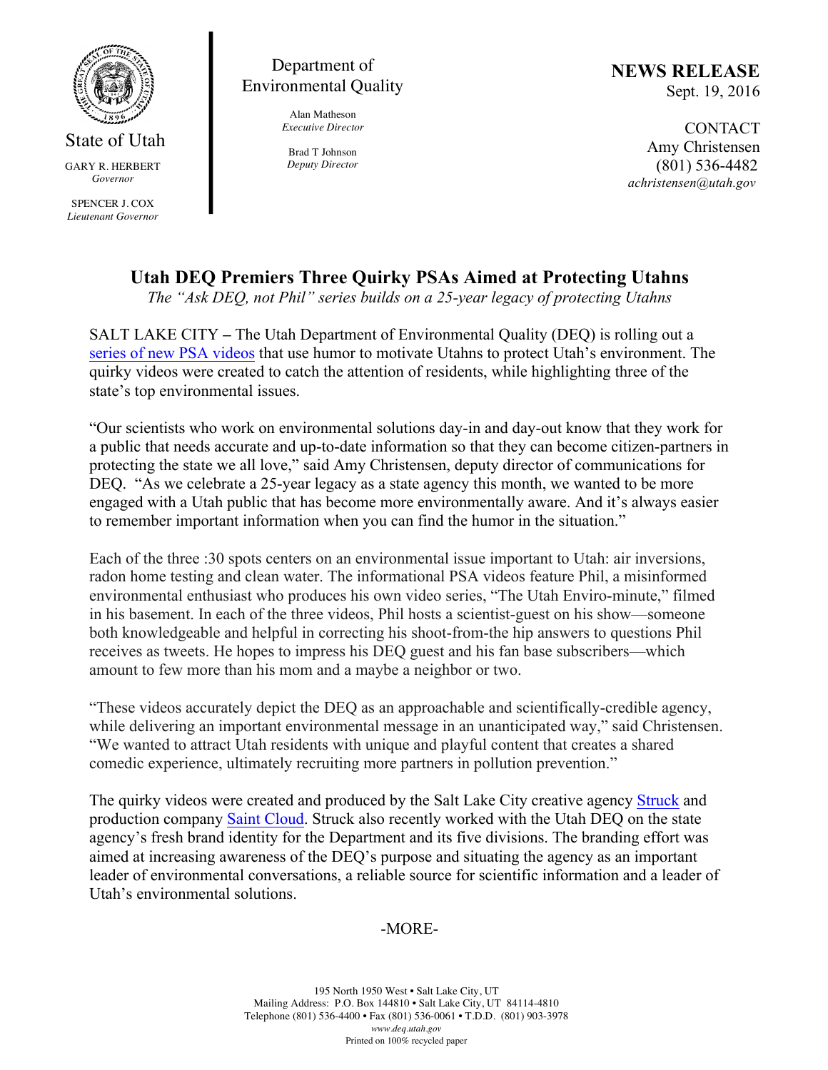State of Utah

GARY R. HERBERT
*Governor*

SPENCER J. COX
*Lieutenant Governor*

Department of Environmental Quality

Alan Matheson
*Executive Director*

Brad T Johnson
*Deputy Director*

**NEWS RELEASE**
Sept. 19, 2016

CONTACT
Amy Christensen
(801) 536-4482
*achristensen@utah.gov*

## Utah DEQ Premiers Three Quirky PSAs Aimed at Protecting Utahns

*The "Ask DEQ, not Phil" series builds on a 25-year legacy of protecting Utahns*

SALT LAKE CITY – The Utah Department of Environmental Quality (DEQ) is rolling out a series of new PSA videos that use humor to motivate Utahns to protect Utah's environment. The quirky videos were created to catch the attention of residents, while highlighting three of the state's top environmental issues.

"Our scientists who work on environmental solutions day-in and day-out know that they work for a public that needs accurate and up-to-date information so that they can become citizen-partners in protecting the state we all love," said Amy Christensen, deputy director of communications for DEQ. "As we celebrate a 25-year legacy as a state agency this month, we wanted to be more engaged with a Utah public that has become more environmentally aware. And it's always easier to remember important information when you can find the humor in the situation."

Each of the three :30 spots centers on an environmental issue important to Utah: air inversions, radon home testing and clean water. The informational PSA videos feature Phil, a misinformed environmental enthusiast who produces his own video series, "The Utah Enviro-minute," filmed in his basement. In each of the three videos, Phil hosts a scientist-guest on his show—someone both knowledgeable and helpful in correcting his shoot-from-the hip answers to questions Phil receives as tweets. He hopes to impress his DEQ guest and his fan base subscribers—which amount to few more than his mom and a maybe a neighbor or two.

"These videos accurately depict the DEQ as an approachable and scientifically-credible agency, while delivering an important environmental message in an unanticipated way," said Christensen. "We wanted to attract Utah residents with unique and playful content that creates a shared comedic experience, ultimately recruiting more partners in pollution prevention."

The quirky videos were created and produced by the Salt Lake City creative agency Struck and production company Saint Cloud. Struck also recently worked with the Utah DEQ on the state agency's fresh brand identity for the Department and its five divisions. The branding effort was aimed at increasing awareness of the DEQ's purpose and situating the agency as an important leader of environmental conversations, a reliable source for scientific information and a leader of Utah's environmental solutions.

-MORE-

195 North 1950 West • Salt Lake City, UT
Mailing Address: P.O. Box 144810 • Salt Lake City, UT 84114-4810
Telephone (801) 536-4400 • Fax (801) 536-0061 • T.D.D. (801) 903-3978
*www.deq.utah.gov*
Printed on 100% recycled paper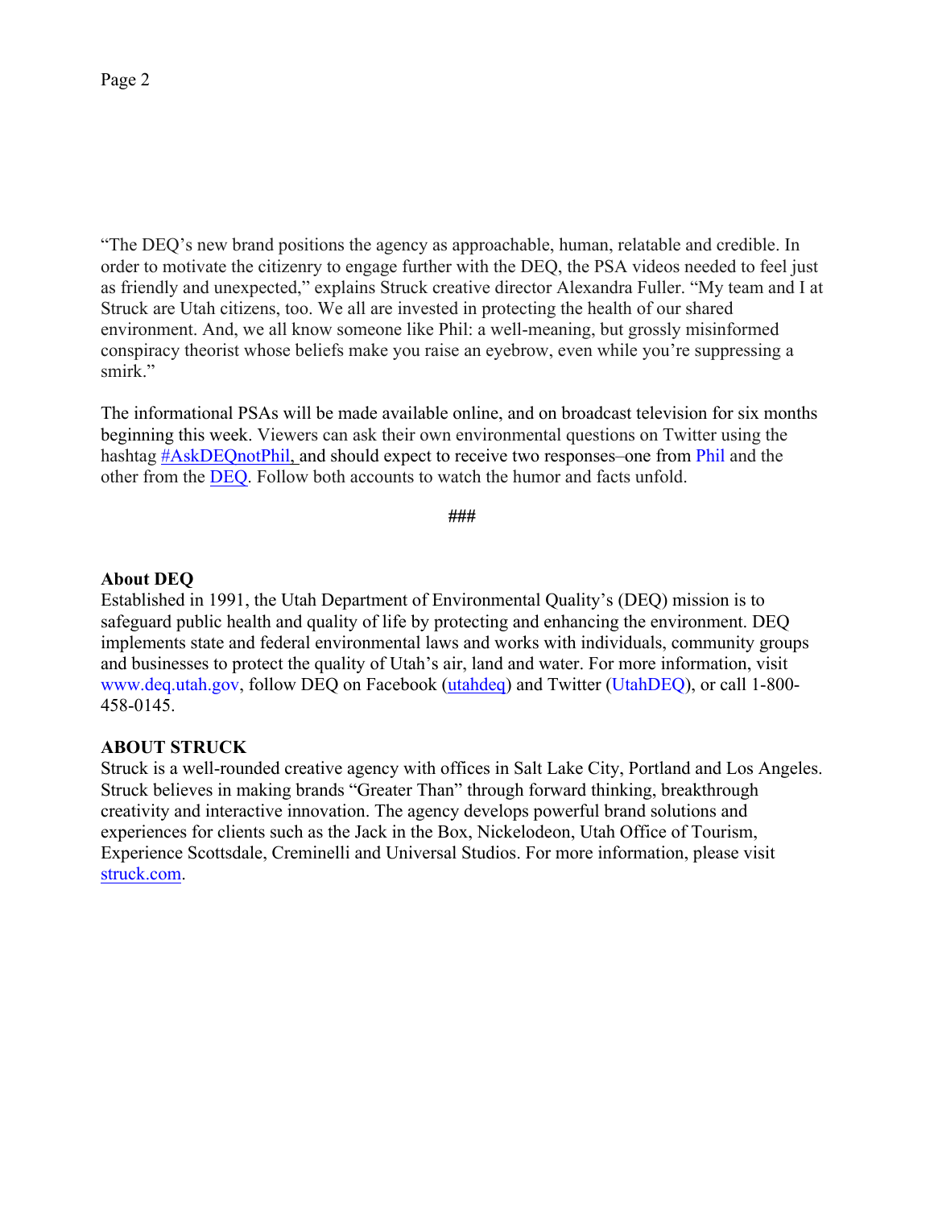"The DEQ's new brand positions the agency as approachable, human, relatable and credible. In order to motivate the citizenry to engage further with the DEQ, the PSA videos needed to feel just as friendly and unexpected," explains Struck creative director Alexandra Fuller. "My team and I at Struck are Utah citizens, too. We all are invested in protecting the health of our shared environment. And, we all know someone like Phil: a well-meaning, but grossly misinformed conspiracy theorist whose beliefs make you raise an eyebrow, even while you're suppressing a smirk."

The informational PSAs will be made available online, and on broadcast television for six months beginning this week. Viewers can ask their own environmental questions on Twitter using the hashtag #AskDEQnotPhil, and should expect to receive two responses–one from Phil and the other from the DEQ. Follow both accounts to watch the humor and facts unfold.

###

**About DEQ**
Established in 1991, the Utah Department of Environmental Quality's (DEQ) mission is to safeguard public health and quality of life by protecting and enhancing the environment. DEQ implements state and federal environmental laws and works with individuals, community groups and businesses to protect the quality of Utah's air, land and water. For more information, visit www.deq.utah.gov, follow DEQ on Facebook (utahdeq) and Twitter (UtahDEQ), or call 1-800-458-0145.

**ABOUT STRUCK**
Struck is a well-rounded creative agency with offices in Salt Lake City, Portland and Los Angeles. Struck believes in making brands "Greater Than" through forward thinking, breakthrough creativity and interactive innovation. The agency develops powerful brand solutions and experiences for clients such as the Jack in the Box, Nickelodeon, Utah Office of Tourism, Experience Scottsdale, Creminelli and Universal Studios. For more information, please visit struck.com.